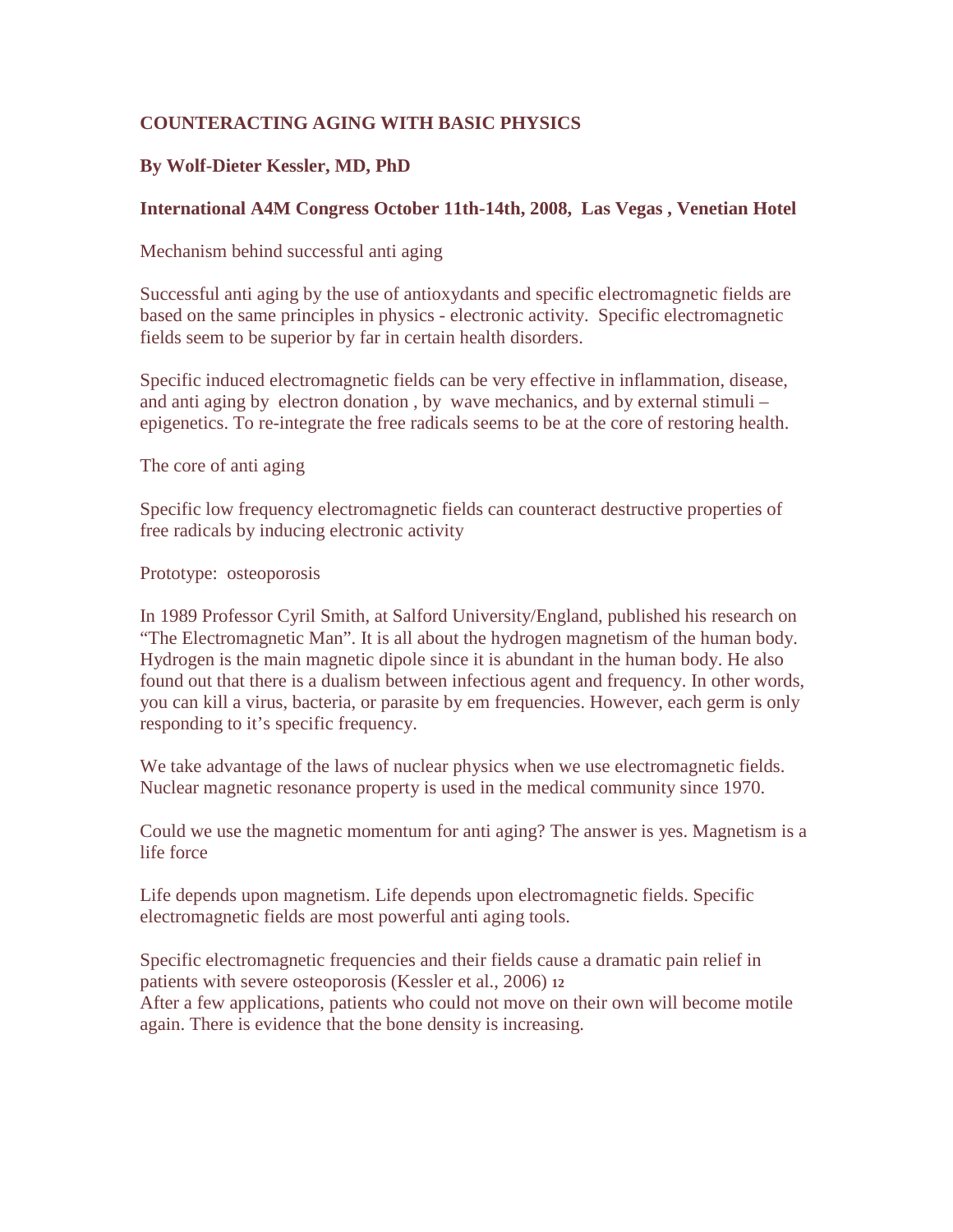# COUNTERACTING AGING WITH BASIC PHYSICS

**By Wolf-Dieter Kessler, MD, PhD**

**International A4M Congress October 11th-14th, 2008, Las Vegas , Venetian Hotel**

Mechanism behind successful anti aging

Successful anti aging by the use of antioxydants and specific electromagnetic fields are based on the same principles in physics - electronic activity. Specific electromagnetic fields seem to be superior by far in certain health disorders.

Specific induced electromagnetic fields can be very effective in inflammation, disease, and anti aging by electron donation , by wave mechanics, and by external stimuli – epigenetics. To re-integrate the free radicals seems to be at the core of restoring health.

The core of anti aging

Specific low frequency electromagnetic fields can counteract destructive properties of free radicals by inducing electronic activity

Prototype: osteoporosis

In 1989 Professor Cyril Smith, at Salford University/England, published his research on "The Electromagnetic Man". It is all about the hydrogen magnetism of the human body. Hydrogen is the main magnetic dipole since it is abundant in the human body. He also found out that there is a dualism between infectious agent and frequency. In other words, you can kill a virus, bacteria, or parasite by em frequencies. However, each germ is only responding to it's specific frequency.

We take advantage of the laws of nuclear physics when we use electromagnetic fields. Nuclear magnetic resonance property is used in the medical community since 1970.

Could we use the magnetic momentum for anti aging? The answer is yes. Magnetism is a life force

Life depends upon magnetism. Life depends upon electromagnetic fields. Specific electromagnetic fields are most powerful anti aging tools.

Specific electromagnetic frequencies and their fields cause a dramatic pain relief in patients with severe osteoporosis (Kessler et al., 2006) [12]
After a few applications, patients who could not move on their own will become motile again. There is evidence that the bone density is increasing.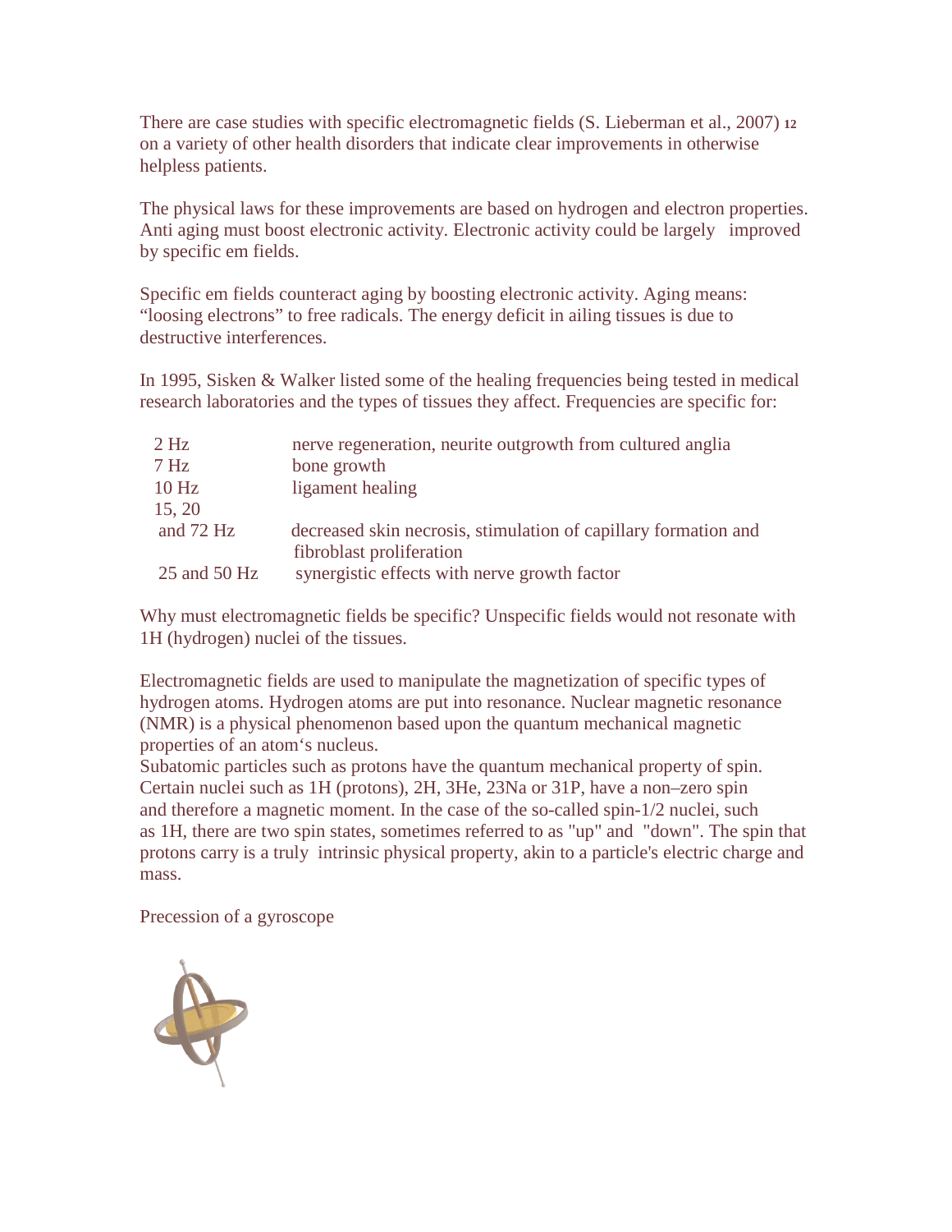There are case studies with specific electromagnetic fields (S. Lieberman et al., 2007) [12] on a variety of other health disorders that indicate clear improvements in otherwise helpless patients.

The physical laws for these improvements are based on hydrogen and electron properties. Anti aging must boost electronic activity. Electronic activity could be largely improved by specific em fields.

Specific em fields counteract aging by boosting electronic activity. Aging means: “loosing electrons” to free radicals. The energy deficit in ailing tissues is due to destructive interferences.

In 1995, Sisken & Walker listed some of the healing frequencies being tested in medical research laboratories and the types of tissues they affect. Frequencies are specific for:

| | |
|---|---|
| 2 Hz | nerve regeneration, neurite outgrowth from cultured anglia |
| 7 Hz | bone growth |
| 10 Hz | ligament healing |
| 15, 20 and 72 Hz | decreased skin necrosis, stimulation of capillary formation and fibroblast proliferation |
| 25 and 50 Hz | synergistic effects with nerve growth factor |

Why must electromagnetic fields be specific? Unspecific fields would not resonate with 1H (hydrogen) nuclei of the tissues.

Electromagnetic fields are used to manipulate the magnetization of specific types of hydrogen atoms. Hydrogen atoms are put into resonance. Nuclear magnetic resonance (NMR) is a physical phenomenon based upon the quantum mechanical magnetic properties of an atom‘s nucleus.
Subatomic particles such as protons have the quantum mechanical property of spin. Certain nuclei such as 1H (protons), 2H, 3He, 23Na or 31P, have a non–zero spin and therefore a magnetic moment. In the case of the so-called spin-1/2 nuclei, such as 1H, there are two spin states, sometimes referred to as "up" and "down". The spin that protons carry is a truly intrinsic physical property, akin to a particle's electric charge and mass.

Precession of a gyroscope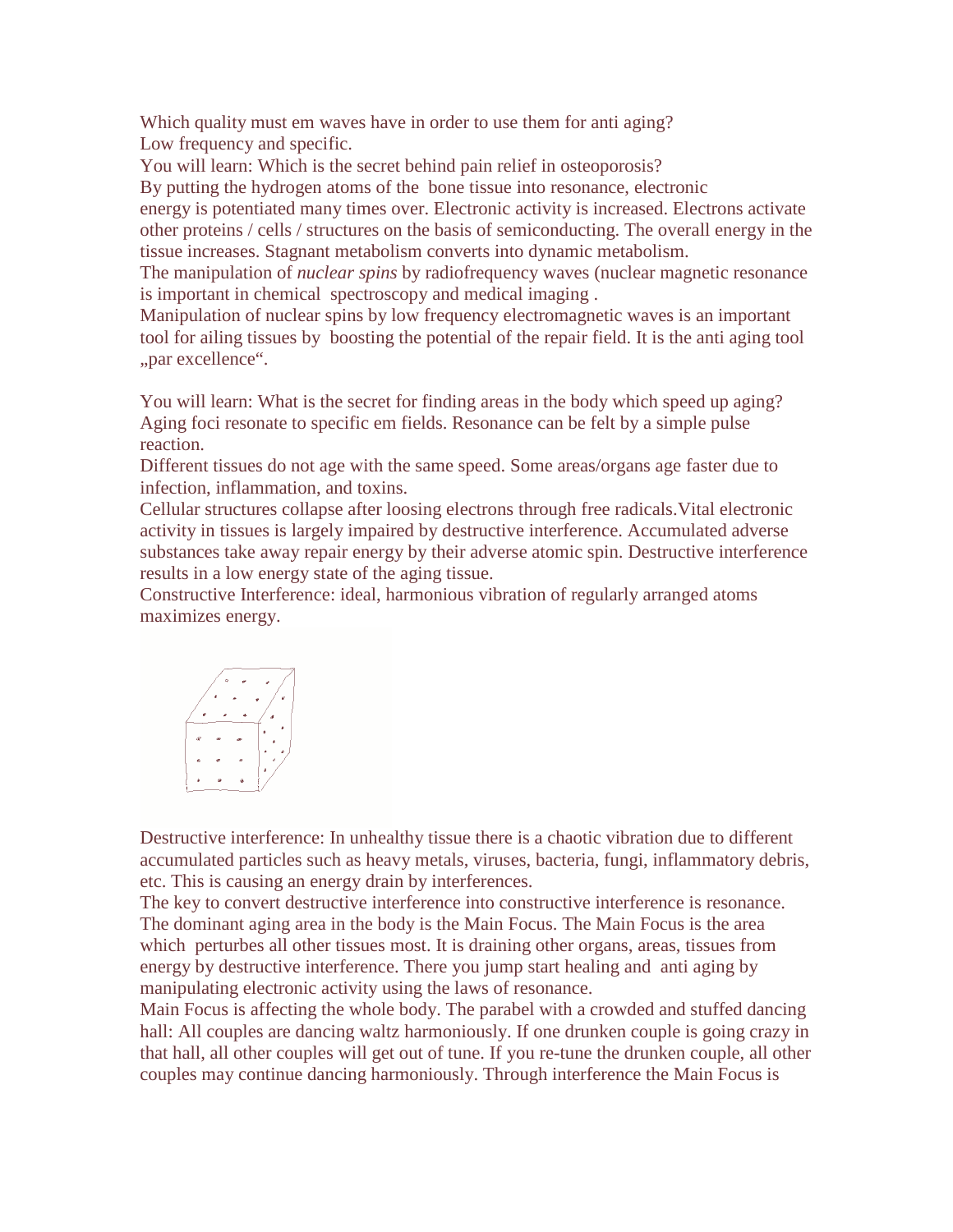Which quality must em waves have in order to use them for anti aging?
Low frequency and specific.

You will learn: Which is the secret behind pain relief in osteoporosis?
By putting the hydrogen atoms of the bone tissue into resonance, electronic energy is potentiated many times over. Electronic activity is increased. Electrons activate other proteins / cells / structures on the basis of semiconducting. The overall energy in the tissue increases. Stagnant metabolism converts into dynamic metabolism.

The manipulation of *nuclear spins* by radiofrequency waves (nuclear magnetic resonance is important in chemical spectroscopy and medical imaging .

Manipulation of nuclear spins by low frequency electromagnetic waves is an important tool for ailing tissues by boosting the potential of the repair field. It is the anti aging tool „par excellence“.

You will learn: What is the secret for finding areas in the body which speed up aging?
Aging foci resonate to specific em fields. Resonance can be felt by a simple pulse reaction.

Different tissues do not age with the same speed. Some areas/organs age faster due to infection, inflammation, and toxins.

Cellular structures collapse after loosing electrons through free radicals.Vital electronic activity in tissues is largely impaired by destructive interference. Accumulated adverse substances take away repair energy by their adverse atomic spin. Destructive interference results in a low energy state of the aging tissue.

Constructive Interference: ideal, harmonious vibration of regularly arranged atoms maximizes energy.

Destructive interference: In unhealthy tissue there is a chaotic vibration due to different accumulated particles such as heavy metals, viruses, bacteria, fungi, inflammatory debris, etc. This is causing an energy drain by interferences.

The key to convert destructive interference into constructive interference is resonance.
The dominant aging area in the body is the Main Focus. The Main Focus is the area which perturbes all other tissues most. It is draining other organs, areas, tissues from energy by destructive interference. There you jump start healing and anti aging by manipulating electronic activity using the laws of resonance.

Main Focus is affecting the whole body. The parabel with a crowded and stuffed dancing hall: All couples are dancing waltz harmoniously. If one drunken couple is going crazy in that hall, all other couples will get out of tune. If you re-tune the drunken couple, all other couples may continue dancing harmoniously. Through interference the Main Focus is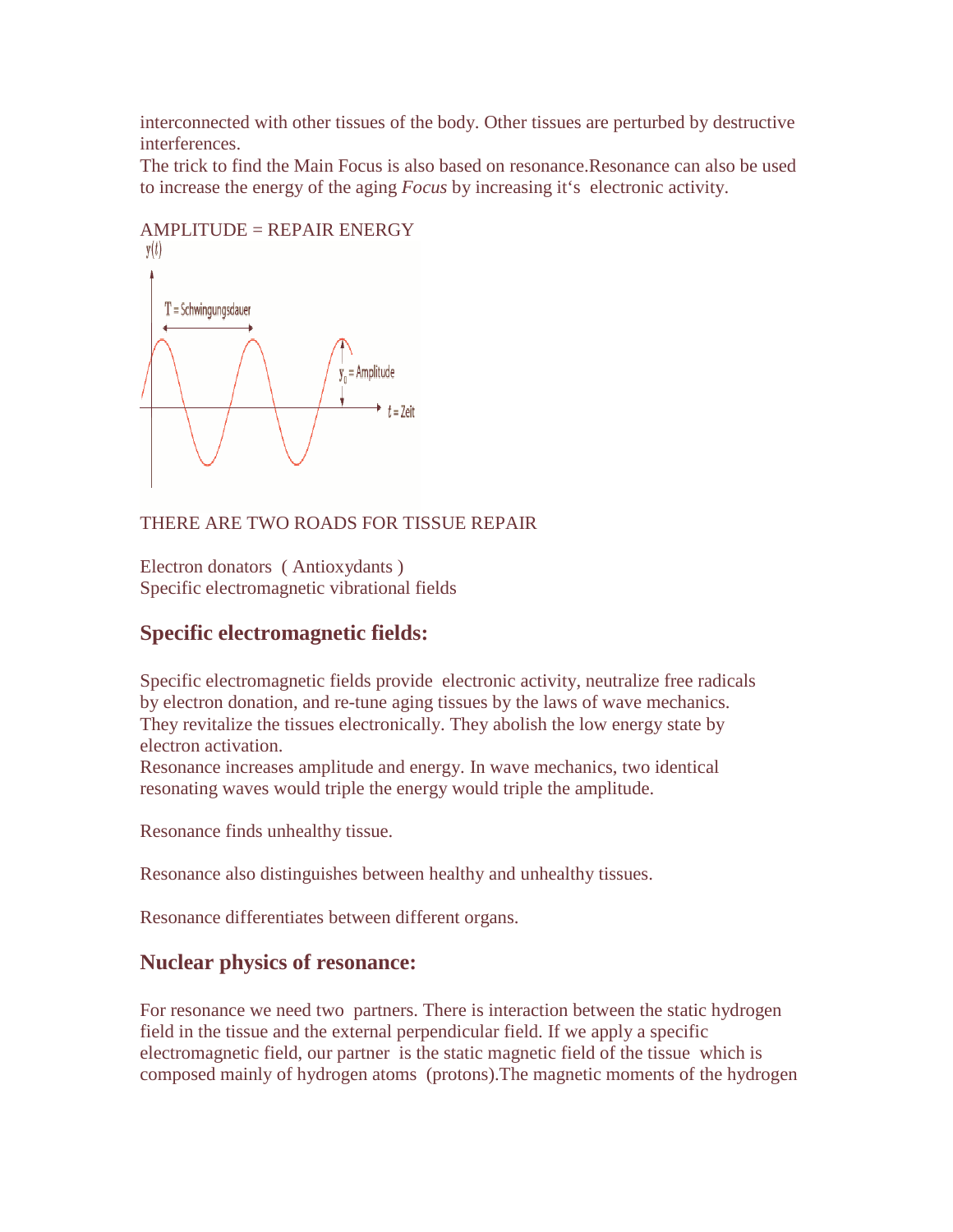interconnected with other tissues of the body. Other tissues are perturbed by destructive interferences.
The trick to find the Main Focus is also based on resonance.Resonance can also be used to increase the energy of the aging *Focus* by increasing it's electronic activity.

AMPLITUDE = REPAIR ENERGY

THERE ARE TWO ROADS FOR TISSUE REPAIR

Electron donators ( Antioxydants )
Specific electromagnetic vibrational fields

## Specific electromagnetic fields:

Specific electromagnetic fields provide electronic activity, neutralize free radicals by electron donation, and re-tune aging tissues by the laws of wave mechanics. They revitalize the tissues electronically. They abolish the low energy state by electron activation.
Resonance increases amplitude and energy. In wave mechanics, two identical resonating waves would triple the energy would triple the amplitude.

Resonance finds unhealthy tissue.

Resonance also distinguishes between healthy and unhealthy tissues.

Resonance differentiates between different organs.

## Nuclear physics of resonance:

For resonance we need two partners. There is interaction between the static hydrogen field in the tissue and the external perpendicular field. If we apply a specific electromagnetic field, our partner is the static magnetic field of the tissue which is composed mainly of hydrogen atoms (protons).The magnetic moments of the hydrogen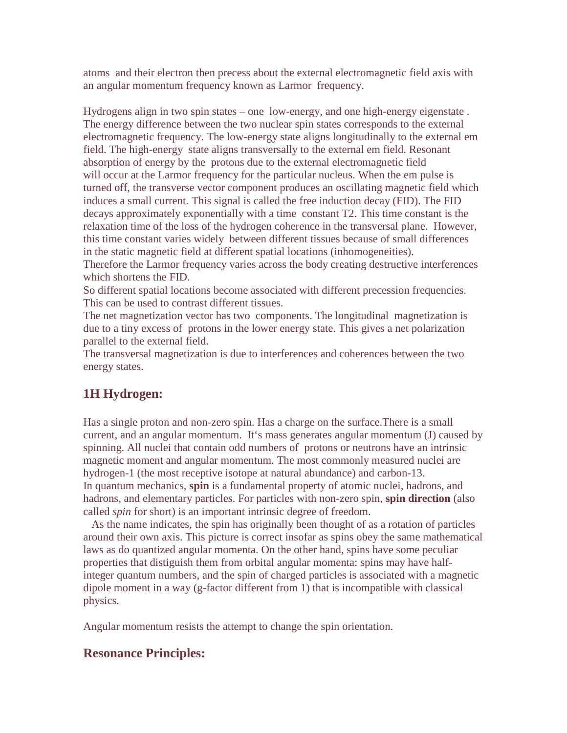atoms and their electron then precess about the external electromagnetic field axis with an angular momentum frequency known as Larmor frequency.

Hydrogens align in two spin states – one low-energy, and one high-energy eigenstate . The energy difference between the two nuclear spin states corresponds to the external electromagnetic frequency. The low-energy state aligns longitudinally to the external em field. The high-energy state aligns transversally to the external em field. Resonant absorption of energy by the protons due to the external electromagnetic field will occur at the Larmor frequency for the particular nucleus. When the em pulse is turned off, the transverse vector component produces an oscillating magnetic field which induces a small current. This signal is called the free induction decay (FID). The FID decays approximately exponentially with a time constant T2. This time constant is the relaxation time of the loss of the hydrogen coherence in the transversal plane. However, this time constant varies widely between different tissues because of small differences in the static magnetic field at different spatial locations (inhomogeneities).
Therefore the Larmor frequency varies across the body creating destructive interferences which shortens the FID.
So different spatial locations become associated with different precession frequencies. This can be used to contrast different tissues.
The net magnetization vector has two components. The longitudinal magnetization is due to a tiny excess of protons in the lower energy state. This gives a net polarization parallel to the external field.
The transversal magnetization is due to interferences and coherences between the two energy states.

## 1H Hydrogen:

Has a single proton and non-zero spin. Has a charge on the surface.There is a small current, and an angular momentum. It's mass generates angular momentum (J) caused by spinning. All nuclei that contain odd numbers of protons or neutrons have an intrinsic magnetic moment and angular momentum. The most commonly measured nuclei are hydrogen-1 (the most receptive isotope at natural abundance) and carbon-13.
In quantum mechanics, **spin** is a fundamental property of atomic nuclei, hadrons, and hadrons, and elementary particles. For particles with non-zero spin, **spin direction** (also called *spin* for short) is an important intrinsic degree of freedom.

As the name indicates, the spin has originally been thought of as a rotation of particles around their own axis. This picture is correct insofar as spins obey the same mathematical laws as do quantized angular momenta. On the other hand, spins have some peculiar properties that distiguish them from orbital angular momenta: spins may have half-integer quantum numbers, and the spin of charged particles is associated with a magnetic dipole moment in a way (g-factor different from 1) that is incompatible with classical physics.

Angular momentum resists the attempt to change the spin orientation.

## Resonance Principles: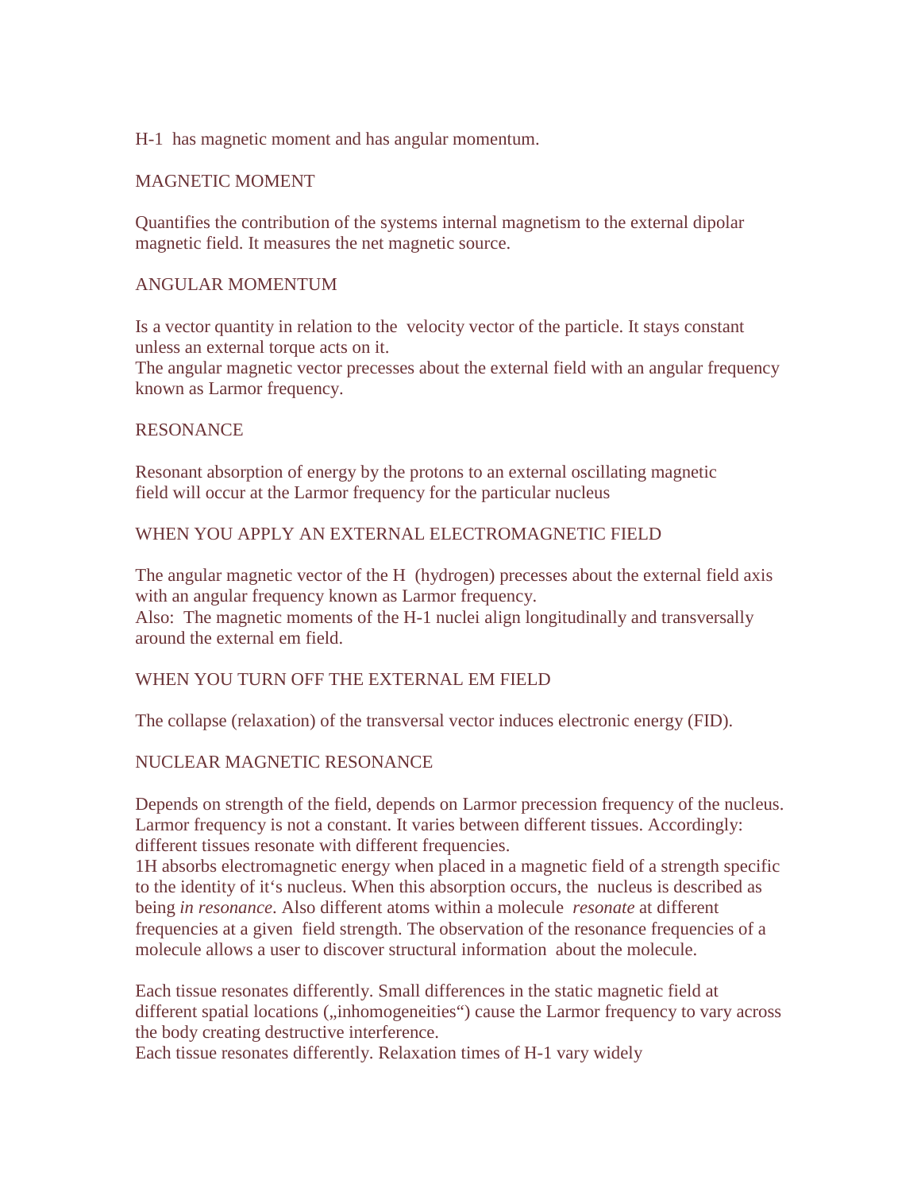H-1 has magnetic moment and has angular momentum.

## MAGNETIC MOMENT

Quantifies the contribution of the systems internal magnetism to the external dipolar magnetic field. It measures the net magnetic source.

## ANGULAR MOMENTUM

Is a vector quantity in relation to the velocity vector of the particle. It stays constant unless an external torque acts on it.
The angular magnetic vector precesses about the external field with an angular frequency known as Larmor frequency.

## RESONANCE

Resonant absorption of energy by the protons to an external oscillating magnetic field will occur at the Larmor frequency for the particular nucleus

## WHEN YOU APPLY AN EXTERNAL ELECTROMAGNETIC FIELD

The angular magnetic vector of the H (hydrogen) precesses about the external field axis with an angular frequency known as Larmor frequency.
Also: The magnetic moments of the H-1 nuclei align longitudinally and transversally around the external em field.

## WHEN YOU TURN OFF THE EXTERNAL EM FIELD

The collapse (relaxation) of the transversal vector induces electronic energy (FID).

## NUCLEAR MAGNETIC RESONANCE

Depends on strength of the field, depends on Larmor precession frequency of the nucleus. Larmor frequency is not a constant. It varies between different tissues. Accordingly: different tissues resonate with different frequencies.
1H absorbs electromagnetic energy when placed in a magnetic field of a strength specific to the identity of it's nucleus. When this absorption occurs, the nucleus is described as being *in resonance*. Also different atoms within a molecule *resonate* at different frequencies at a given field strength. The observation of the resonance frequencies of a molecule allows a user to discover structural information about the molecule.

Each tissue resonates differently. Small differences in the static magnetic field at different spatial locations („inhomogeneities") cause the Larmor frequency to vary across the body creating destructive interference.
Each tissue resonates differently. Relaxation times of H-1 vary widely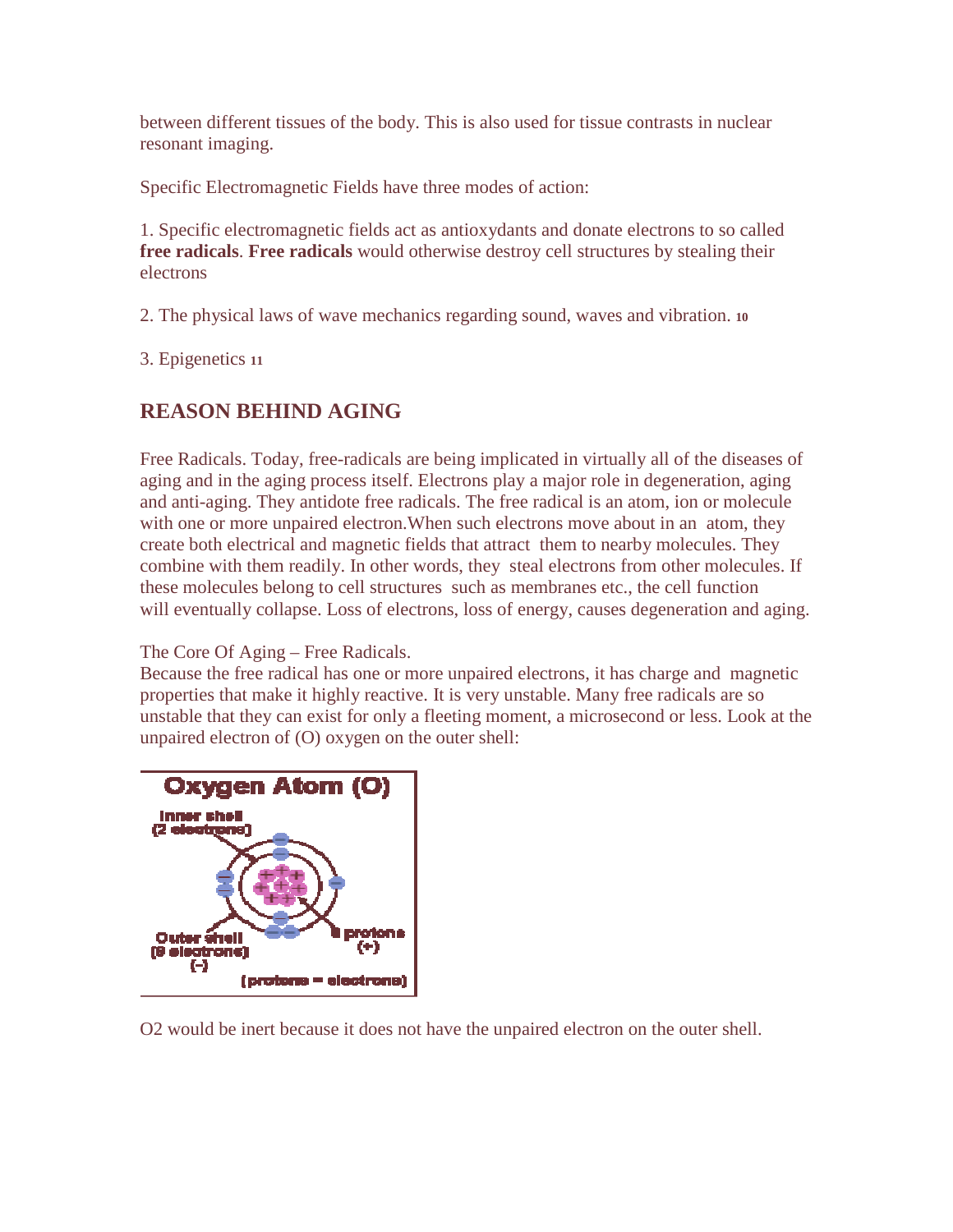between different tissues of the body. This is also used for tissue contrasts in nuclear resonant imaging.

Specific Electromagnetic Fields have three modes of action:

1. Specific electromagnetic fields act as antioxydants and donate electrons to so called **free radicals**. **Free radicals** would otherwise destroy cell structures by stealing their electrons

2. The physical laws of wave mechanics regarding sound, waves and vibration. [10]

3. Epigenetics [11]

## REASON BEHIND AGING

Free Radicals. Today, free-radicals are being implicated in virtually all of the diseases of aging and in the aging process itself. Electrons play a major role in degeneration, aging and anti-aging. They antidote free radicals. The free radical is an atom, ion or molecule with one or more unpaired electron.When such electrons move about in an atom, they create both electrical and magnetic fields that attract them to nearby molecules. They combine with them readily. In other words, they steal electrons from other molecules. If these molecules belong to cell structures such as membranes etc., the cell function will eventually collapse. Loss of electrons, loss of energy, causes degeneration and aging.

The Core Of Aging – Free Radicals.
Because the free radical has one or more unpaired electrons, it has charge and magnetic properties that make it highly reactive. It is very unstable. Many free radicals are so unstable that they can exist for only a fleeting moment, a microsecond or less. Look at the unpaired electron of (O) oxygen on the outer shell:

Oxygen Atom (O)

Inner shell (2 electrons)

Outer shell (6 electrons) (-)

8 protons (+)

(protons = electrons)

$O_2$ would be inert because it does not have the unpaired electron on the outer shell.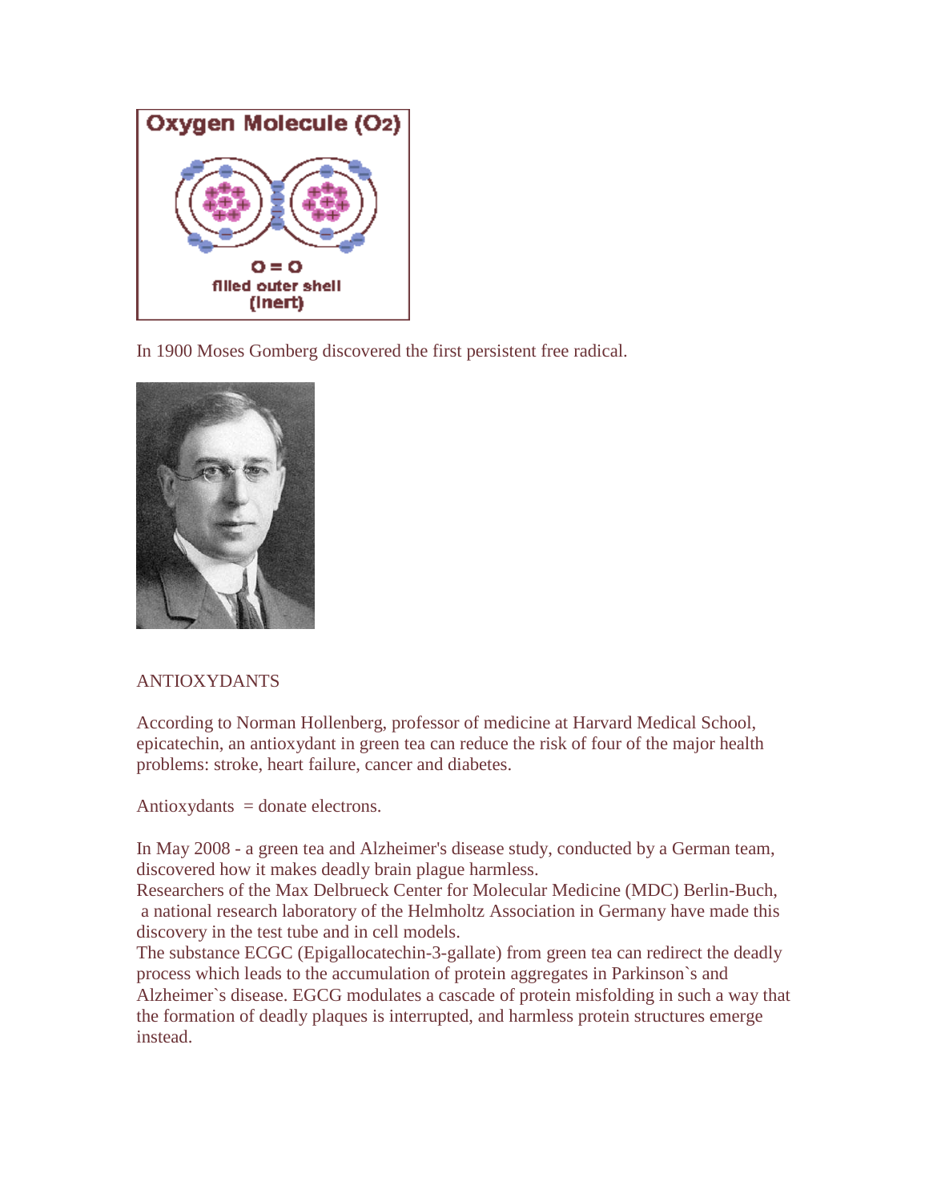In 1900 Moses Gomberg discovered the first persistent free radical.

ANTIOXYDANTS

According to Norman Hollenberg, professor of medicine at Harvard Medical School, epicatechin, an antioxydant in green tea can reduce the risk of four of the major health problems: stroke, heart failure, cancer and diabetes.

Antioxydants = donate electrons.

In May 2008 - a green tea and Alzheimer's disease study, conducted by a German team, discovered how it makes deadly brain plague harmless.
Researchers of the Max Delbrueck Center for Molecular Medicine (MDC) Berlin-Buch, a national research laboratory of the Helmholtz Association in Germany have made this discovery in the test tube and in cell models.
The substance ECGC (Epigallocatechin-3-gallate) from green tea can redirect the deadly process which leads to the accumulation of protein aggregates in Parkinson`s and Alzheimer`s disease. EGCG modulates a cascade of protein misfolding in such a way that the formation of deadly plaques is interrupted, and harmless protein structures emerge instead.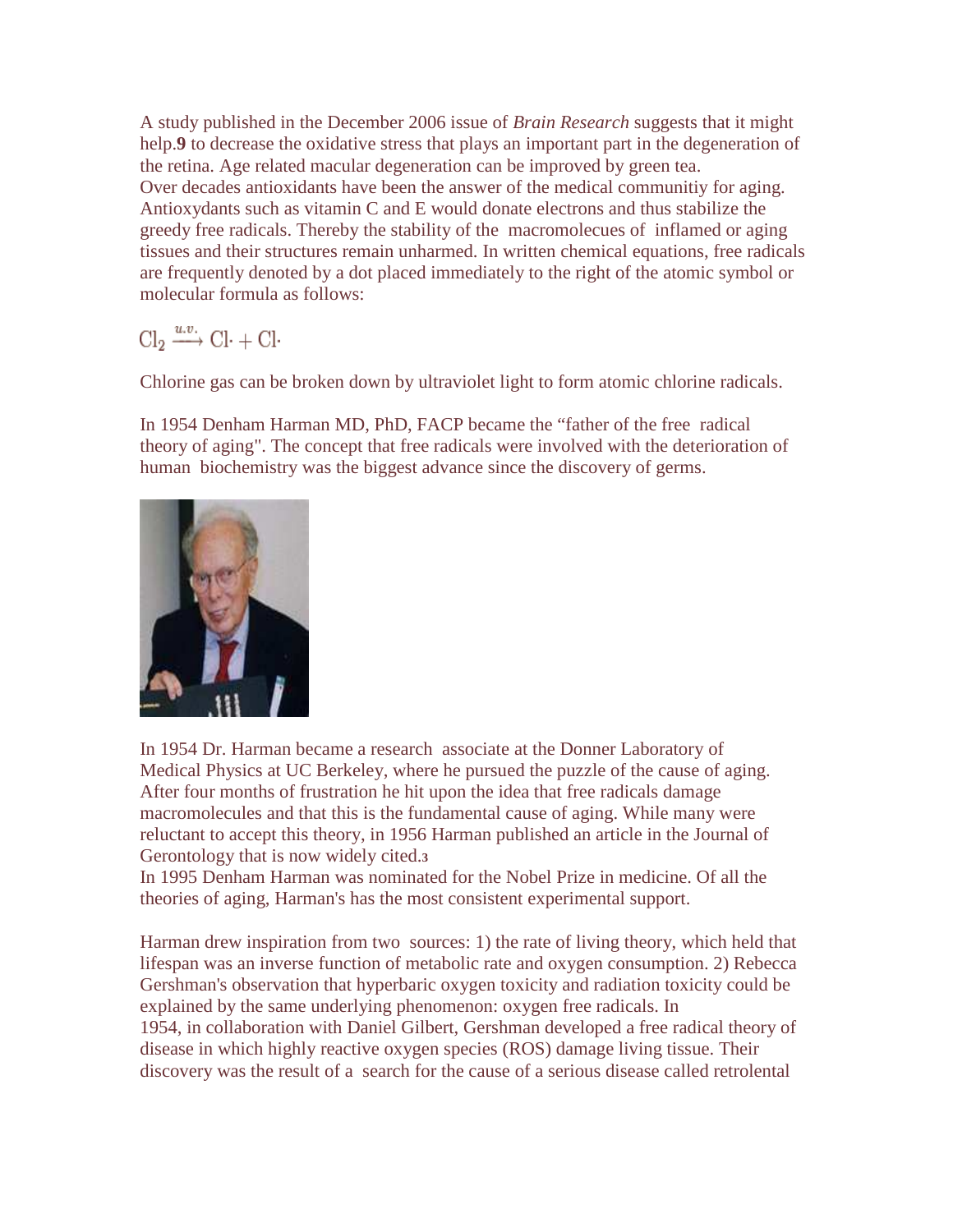A study published in the December 2006 issue of *Brain Research* suggests that it might help.**9** to decrease the oxidative stress that plays an important part in the degeneration of the retina. Age related macular degeneration can be improved by green tea.
Over decades antioxidants have been the answer of the medical communitiy for aging. Antioxydants such as vitamin C and E would donate electrons and thus stabilize the greedy free radicals. Thereby the stability of the macromolecues of inflamed or aging tissues and their structures remain unharmed. In written chemical equations, free radicals are frequently denoted by a dot placed immediately to the right of the atomic symbol or molecular formula as follows:

$$\mathrm{Cl_2} \xrightarrow{u.v.} \mathrm{Cl\cdot} + \mathrm{Cl\cdot}$$

Chlorine gas can be broken down by ultraviolet light to form atomic chlorine radicals.

In 1954 Denham Harman MD, PhD, FACP became the "father of the free radical theory of aging". The concept that free radicals were involved with the deterioration of human biochemistry was the biggest advance since the discovery of germs.

In 1954 Dr. Harman became a research associate at the Donner Laboratory of Medical Physics at UC Berkeley, where he pursued the puzzle of the cause of aging. After four months of frustration he hit upon the idea that free radicals damage macromolecules and that this is the fundamental cause of aging. While many were reluctant to accept this theory, in 1956 Harman published an article in the Journal of Gerontology that is now widely cited.[3]
In 1995 Denham Harman was nominated for the Nobel Prize in medicine. Of all the theories of aging, Harman's has the most consistent experimental support.

Harman drew inspiration from two sources: 1) the rate of living theory, which held that lifespan was an inverse function of metabolic rate and oxygen consumption. 2) Rebecca Gershman's observation that hyperbaric oxygen toxicity and radiation toxicity could be explained by the same underlying phenomenon: oxygen free radicals. In 1954, in collaboration with Daniel Gilbert, Gershman developed a free radical theory of disease in which highly reactive oxygen species (ROS) damage living tissue. Their discovery was the result of a search for the cause of a serious disease called retrolental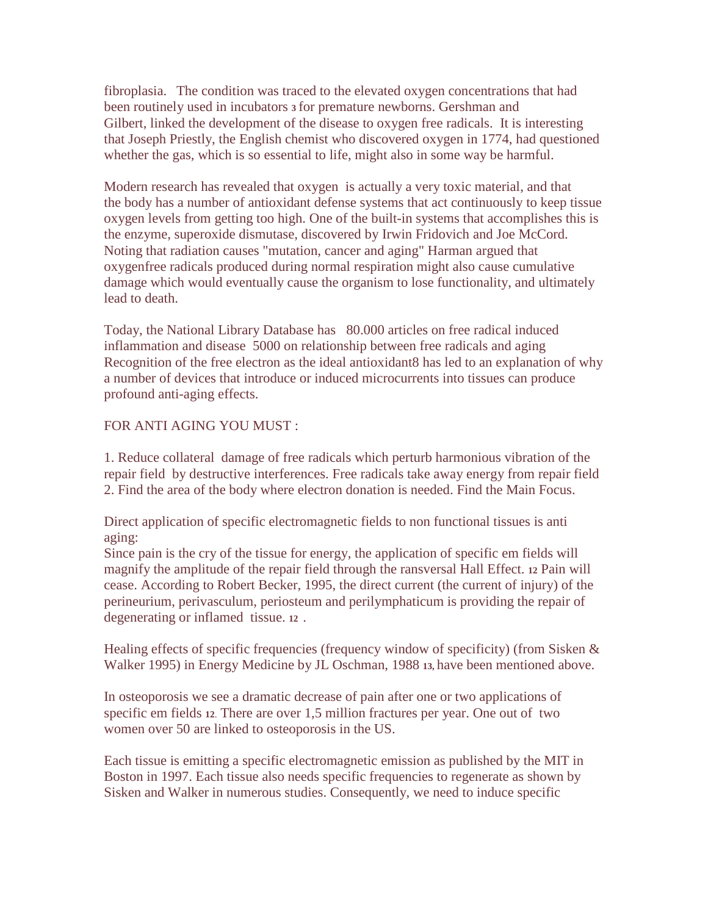fibroplasia. The condition was traced to the elevated oxygen concentrations that had been routinely used in incubators [3] for premature newborns. Gershman and Gilbert, linked the development of the disease to oxygen free radicals. It is interesting that Joseph Priestly, the English chemist who discovered oxygen in 1774, had questioned whether the gas, which is so essential to life, might also in some way be harmful.

Modern research has revealed that oxygen is actually a very toxic material, and that the body has a number of antioxidant defense systems that act continuously to keep tissue oxygen levels from getting too high. One of the built-in systems that accomplishes this is the enzyme, superoxide dismutase, discovered by Irwin Fridovich and Joe McCord. Noting that radiation causes "mutation, cancer and aging" Harman argued that oxygenfree radicals produced during normal respiration might also cause cumulative damage which would eventually cause the organism to lose functionality, and ultimately lead to death.

Today, the National Library Database has 80.000 articles on free radical induced inflammation and disease 5000 on relationship between free radicals and aging Recognition of the free electron as the ideal antioxidant8 has led to an explanation of why a number of devices that introduce or induced microcurrents into tissues can produce profound anti-aging effects.

FOR ANTI AGING YOU MUST :

1. Reduce collateral damage of free radicals which perturb harmonious vibration of the repair field by destructive interferences. Free radicals take away energy from repair field
2. Find the area of the body where electron donation is needed. Find the Main Focus.

Direct application of specific electromagnetic fields to non functional tissues is anti aging:
Since pain is the cry of the tissue for energy, the application of specific em fields will magnify the amplitude of the repair field through the ransversal Hall Effect. [12] Pain will cease. According to Robert Becker, 1995, the direct current (the current of injury) of the perineurium, perivasculum, periosteum and perilymphaticum is providing the repair of degenerating or inflamed tissue. [12] .

Healing effects of specific frequencies (frequency window of specificity) (from Sisken & Walker 1995) in Energy Medicine by JL Oschman, 1988 [13], have been mentioned above.

In osteoporosis we see a dramatic decrease of pain after one or two applications of specific em fields [12]. There are over 1,5 million fractures per year. One out of two women over 50 are linked to osteoporosis in the US.

Each tissue is emitting a specific electromagnetic emission as published by the MIT in Boston in 1997. Each tissue also needs specific frequencies to regenerate as shown by Sisken and Walker in numerous studies. Consequently, we need to induce specific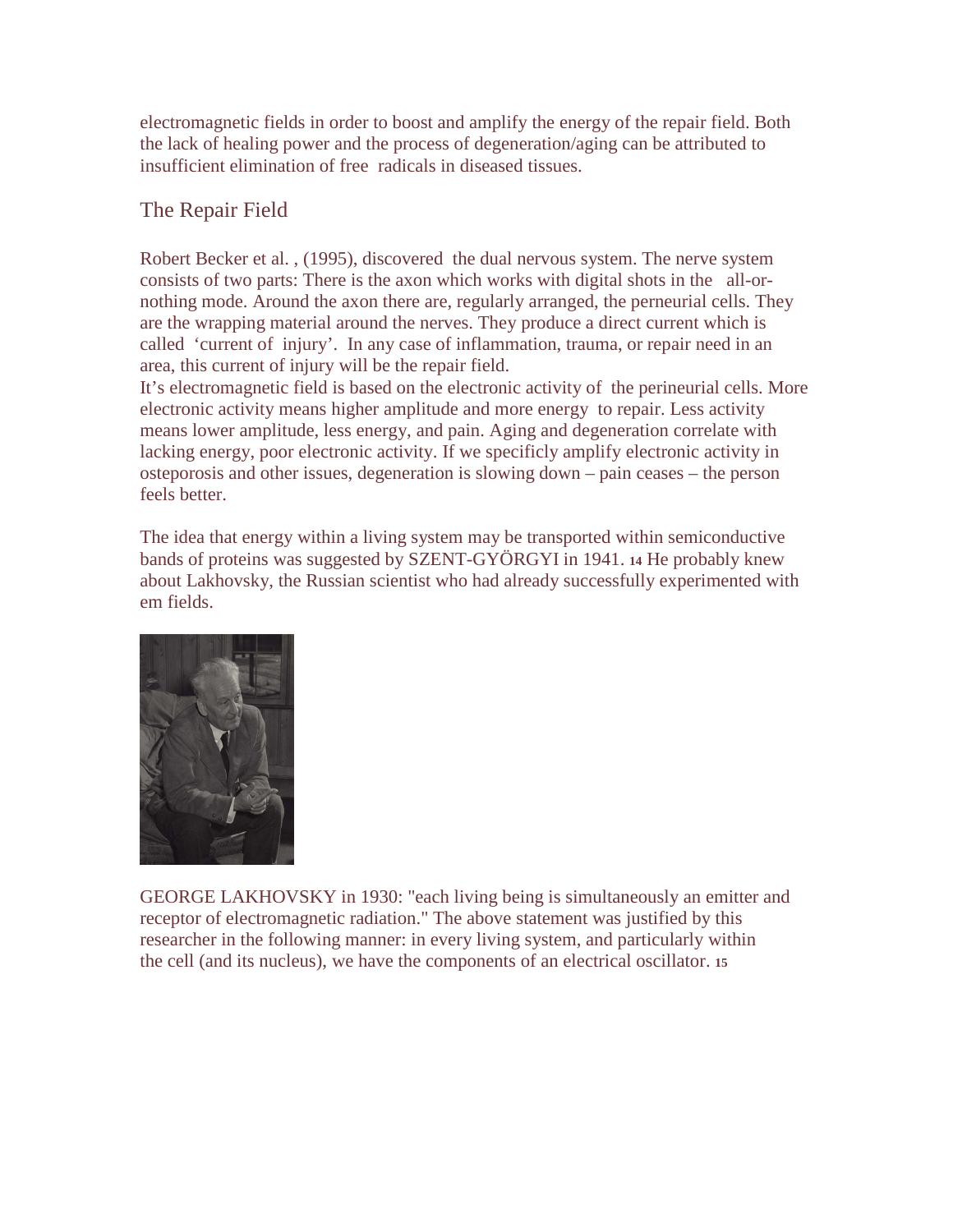electromagnetic fields in order to boost and amplify the energy of the repair field. Both the lack of healing power and the process of degeneration/aging can be attributed to insufficient elimination of free radicals in diseased tissues.

## The Repair Field

Robert Becker et al. , (1995), discovered the dual nervous system. The nerve system consists of two parts: There is the axon which works with digital shots in the all-or-nothing mode. Around the axon there are, regularly arranged, the perneurial cells. They are the wrapping material around the nerves. They produce a direct current which is called 'current of injury'. In any case of inflammation, trauma, or repair need in an area, this current of injury will be the repair field.
It's electromagnetic field is based on the electronic activity of the perineurial cells. More electronic activity means higher amplitude and more energy to repair. Less activity means lower amplitude, less energy, and pain. Aging and degeneration correlate with lacking energy, poor electronic activity. If we specificly amplify electronic activity in osteporosis and other issues, degeneration is slowing down – pain ceases – the person feels better.

The idea that energy within a living system may be transported within semiconductive bands of proteins was suggested by SZENT-GYÖRGYI in 1941. **14** He probably knew about Lakhovsky, the Russian scientist who had already successfully experimented with em fields.

GEORGE LAKHOVSKY in 1930: "each living being is simultaneously an emitter and receptor of electromagnetic radiation." The above statement was justified by this researcher in the following manner: in every living system, and particularly within the cell (and its nucleus), we have the components of an electrical oscillator. **15**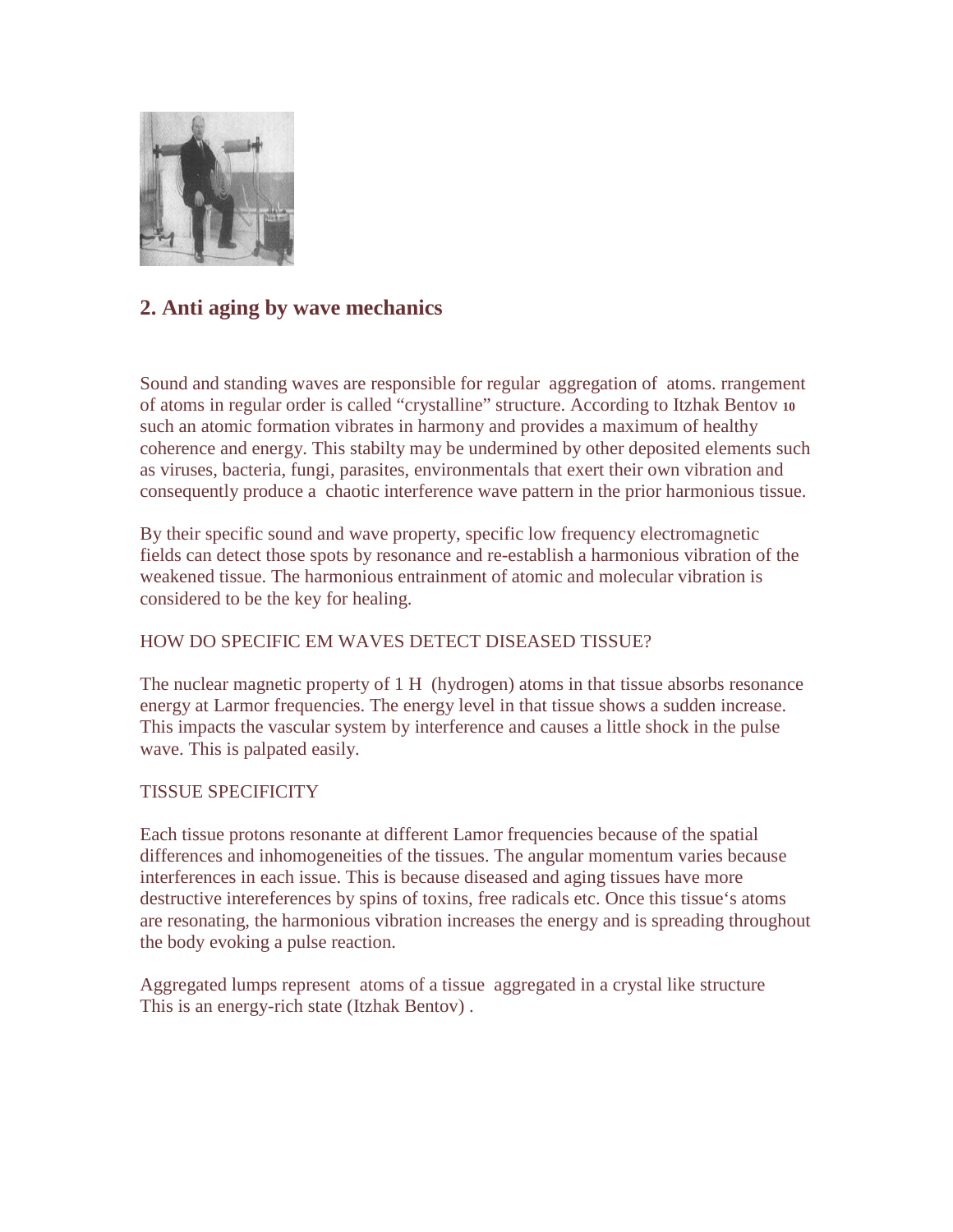## 2. Anti aging by wave mechanics

Sound and standing waves are responsible for regular aggregation of atoms. rrangement of atoms in regular order is called "crystalline" structure. According to Itzhak Bentov [10] such an atomic formation vibrates in harmony and provides a maximum of healthy coherence and energy. This stabilty may be undermined by other deposited elements such as viruses, bacteria, fungi, parasites, environmentals that exert their own vibration and consequently produce a chaotic interference wave pattern in the prior harmonious tissue.

By their specific sound and wave property, specific low frequency electromagnetic fields can detect those spots by resonance and re-establish a harmonious vibration of the weakened tissue. The harmonious entrainment of atomic and molecular vibration is considered to be the key for healing.

HOW DO SPECIFIC EM WAVES DETECT DISEASED TISSUE?

The nuclear magnetic property of 1 H (hydrogen) atoms in that tissue absorbs resonance energy at Larmor frequencies. The energy level in that tissue shows a sudden increase. This impacts the vascular system by interference and causes a little shock in the pulse wave. This is palpated easily.

TISSUE SPECIFICITY

Each tissue protons resonante at different Lamor frequencies because of the spatial differences and inhomogeneities of the tissues. The angular momentum varies because interferences in each issue. This is because diseased and aging tissues have more destructive intereferences by spins of toxins, free radicals etc. Once this tissue's atoms are resonating, the harmonious vibration increases the energy and is spreading throughout the body evoking a pulse reaction.

Aggregated lumps represent atoms of a tissue aggregated in a crystal like structure
This is an energy-rich state (Itzhak Bentov) .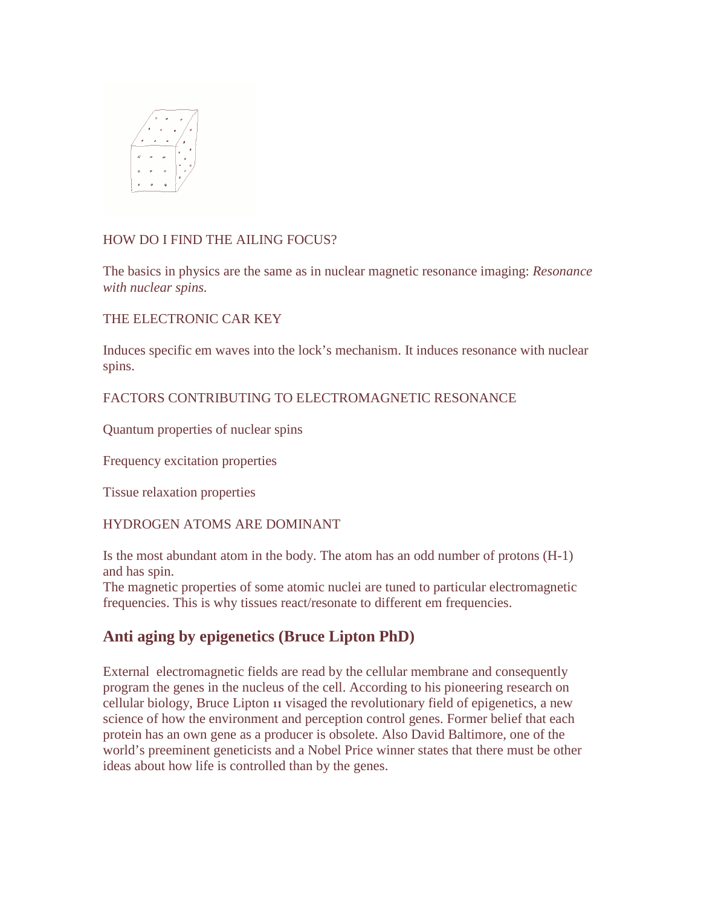HOW DO I FIND THE AILING FOCUS?

The basics in physics are the same as in nuclear magnetic resonance imaging: *Resonance with nuclear spins.*

THE ELECTRONIC CAR KEY

Induces specific em waves into the lock's mechanism. It induces resonance with nuclear spins.

FACTORS CONTRIBUTING TO ELECTROMAGNETIC RESONANCE

Quantum properties of nuclear spins

Frequency excitation properties

Tissue relaxation properties

HYDROGEN ATOMS ARE DOMINANT

Is the most abundant atom in the body. The atom has an odd number of protons (H-1) and has spin.
The magnetic properties of some atomic nuclei are tuned to particular electromagnetic frequencies. This is why tissues react/resonate to different em frequencies.

## Anti aging by epigenetics (Bruce Lipton PhD)

External electromagnetic fields are read by the cellular membrane and consequently program the genes in the nucleus of the cell. According to his pioneering research on cellular biology, Bruce Lipton [11] visaged the revolutionary field of epigenetics, a new science of how the environment and perception control genes. Former belief that each protein has an own gene as a producer is obsolete. Also David Baltimore, one of the world's preeminent geneticists and a Nobel Price winner states that there must be other ideas about how life is controlled than by the genes.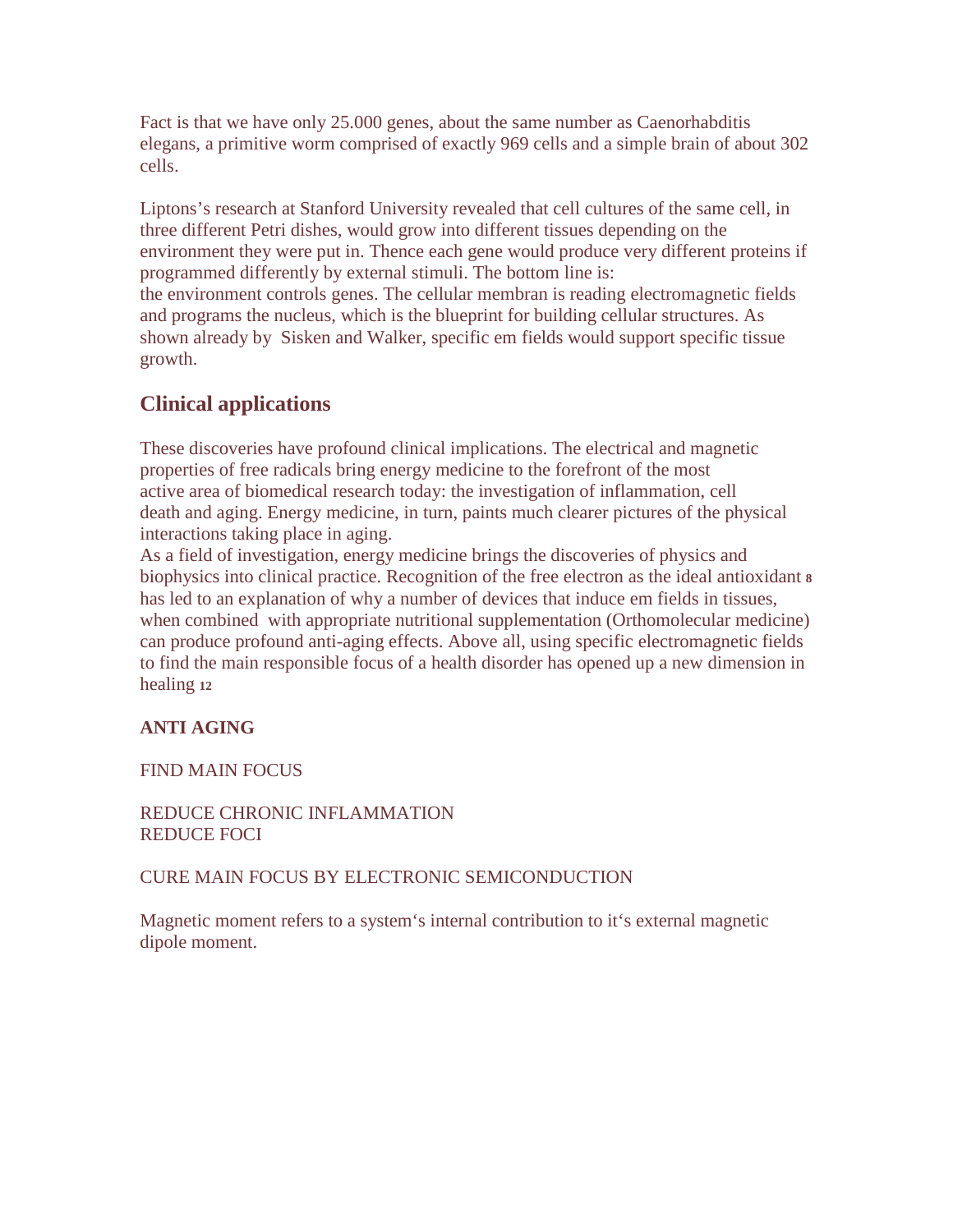Fact is that we have only 25.000 genes, about the same number as Caenorhabditis elegans, a primitive worm comprised of exactly 969 cells and a simple brain of about 302 cells.

Liptons's research at Stanford University revealed that cell cultures of the same cell, in three different Petri dishes, would grow into different tissues depending on the environment they were put in. Thence each gene would produce very different proteins if programmed differently by external stimuli. The bottom line is:
the environment controls genes. The cellular membran is reading electromagnetic fields and programs the nucleus, which is the blueprint for building cellular structures. As shown already by Sisken and Walker, specific em fields would support specific tissue growth.

## Clinical applications

These discoveries have profound clinical implications. The electrical and magnetic properties of free radicals bring energy medicine to the forefront of the most active area of biomedical research today: the investigation of inflammation, cell death and aging. Energy medicine, in turn, paints much clearer pictures of the physical interactions taking place in aging.
As a field of investigation, energy medicine brings the discoveries of physics and biophysics into clinical practice. Recognition of the free electron as the ideal antioxidant [8] has led to an explanation of why a number of devices that induce em fields in tissues, when combined with appropriate nutritional supplementation (Orthomolecular medicine) can produce profound anti-aging effects. Above all, using specific electromagnetic fields to find the main responsible focus of a health disorder has opened up a new dimension in healing [12]

**ANTI AGING**

FIND MAIN FOCUS

REDUCE CHRONIC INFLAMMATION
REDUCE FOCI

CURE MAIN FOCUS BY ELECTRONIC SEMICONDUCTION

Magnetic moment refers to a system's internal contribution to it's external magnetic dipole moment.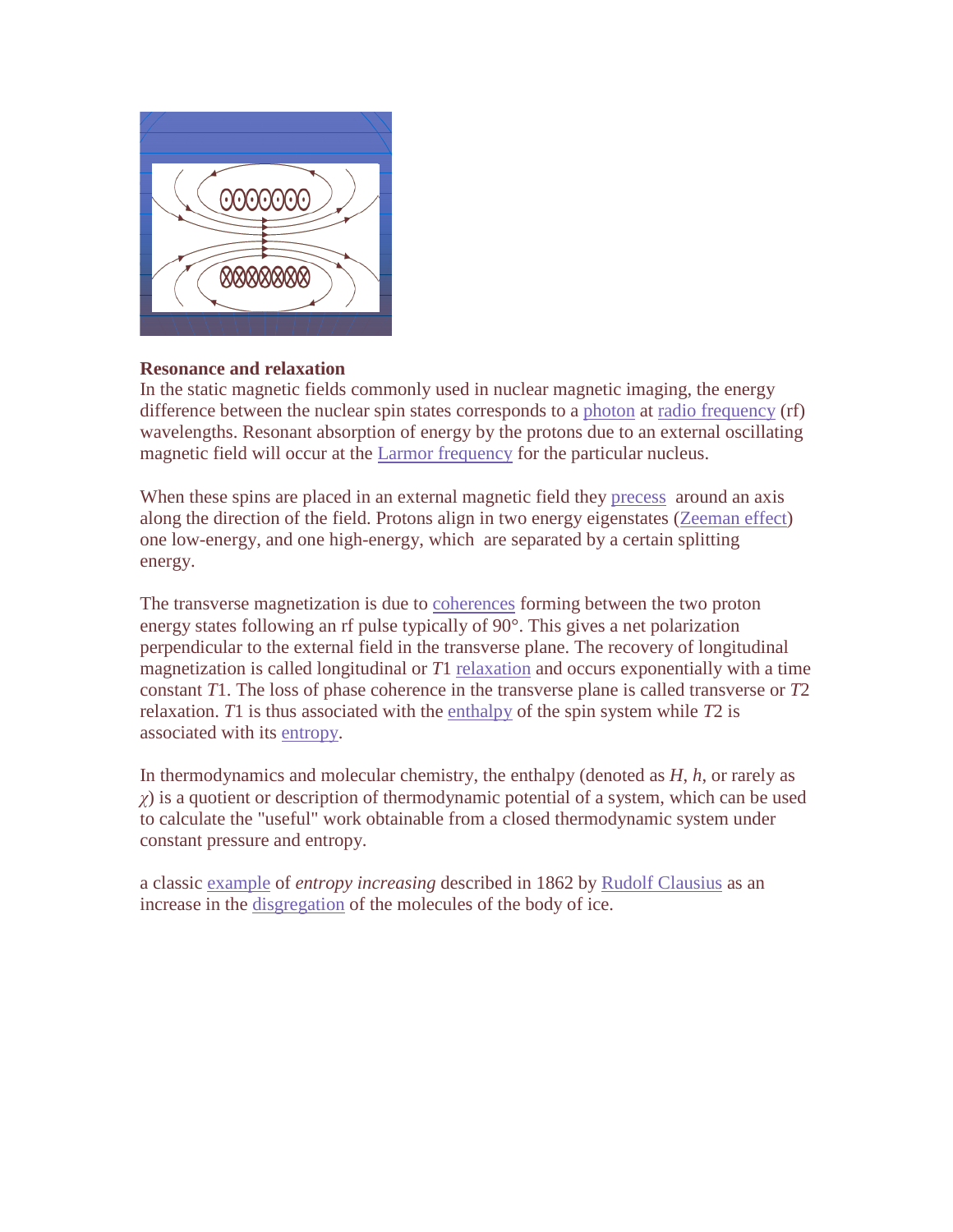**Resonance and relaxation**
In the static magnetic fields commonly used in nuclear magnetic imaging, the energy difference between the nuclear spin states corresponds to a photon at radio frequency (rf) wavelengths. Resonant absorption of energy by the protons due to an external oscillating magnetic field will occur at the Larmor frequency for the particular nucleus.

When these spins are placed in an external magnetic field they precess around an axis along the direction of the field. Protons align in two energy eigenstates (Zeeman effect) one low-energy, and one high-energy, which are separated by a certain splitting energy.

The transverse magnetization is due to coherences forming between the two proton energy states following an rf pulse typically of 90°. This gives a net polarization perpendicular to the external field in the transverse plane. The recovery of longitudinal magnetization is called longitudinal or $T1$ relaxation and occurs exponentially with a time constant $T1$. The loss of phase coherence in the transverse plane is called transverse or $T2$ relaxation. $T1$ is thus associated with the enthalpy of the spin system while $T2$ is associated with its entropy.

In thermodynamics and molecular chemistry, the enthalpy (denoted as $H$, $h$, or rarely as $\chi$) is a quotient or description of thermodynamic potential of a system, which can be used to calculate the "useful" work obtainable from a closed thermodynamic system under constant pressure and entropy.

a classic example of *entropy increasing* described in 1862 by Rudolf Clausius as an increase in the disgregation of the molecules of the body of ice.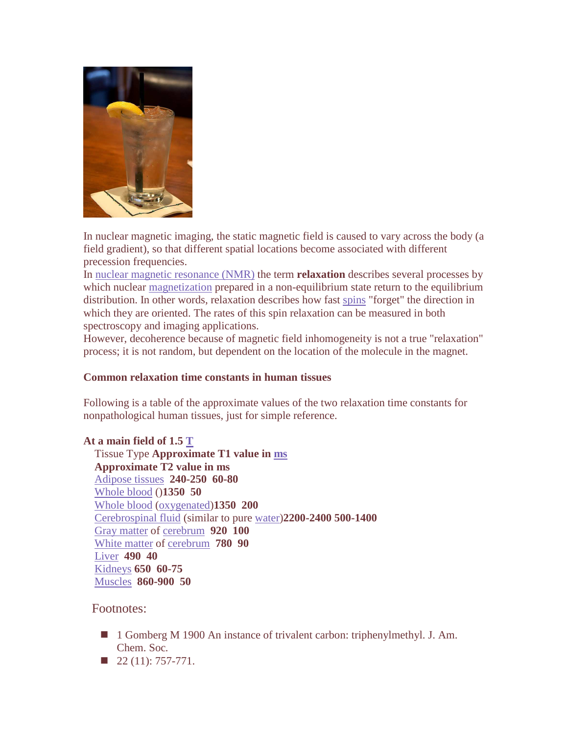In nuclear magnetic imaging, the static magnetic field is caused to vary across the body (a field gradient), so that different spatial locations become associated with different precession frequencies.
In nuclear magnetic resonance (NMR) the term **relaxation** describes several processes by which nuclear magnetization prepared in a non-equilibrium state return to the equilibrium distribution. In other words, relaxation describes how fast spins "forget" the direction in which they are oriented. The rates of this spin relaxation can be measured in both spectroscopy and imaging applications.
However, decoherence because of magnetic field inhomogeneity is not a true "relaxation" process; it is not random, but dependent on the location of the molecule in the magnet.

**Common relaxation time constants in human tissues**

Following is a table of the approximate values of the two relaxation time constants for nonpathological human tissues, just for simple reference.

**At a main field of 1.5 T**

| Tissue Type | Approximate T1 value in ms | Approximate T2 value in ms |
| --- | --- | --- |
| Adipose tissues | 240-250 | 60-80 |
| Whole blood () | 1350 | 50 |
| Whole blood (oxygenated) | 1350 | 200 |
| Cerebrospinal fluid (similar to pure water) | 2200-2400 | 500-1400 |
| Gray matter of cerebrum | 920 | 100 |
| White matter of cerebrum | 780 | 90 |
| Liver | 490 | 40 |
| Kidneys | 650 | 60-75 |
| Muscles | 860-900 | 50 |

Footnotes:

- 1 Gomberg M 1900 An instance of trivalent carbon: triphenylmethyl. J. Am. Chem. Soc.
- 22 (11): 757-771.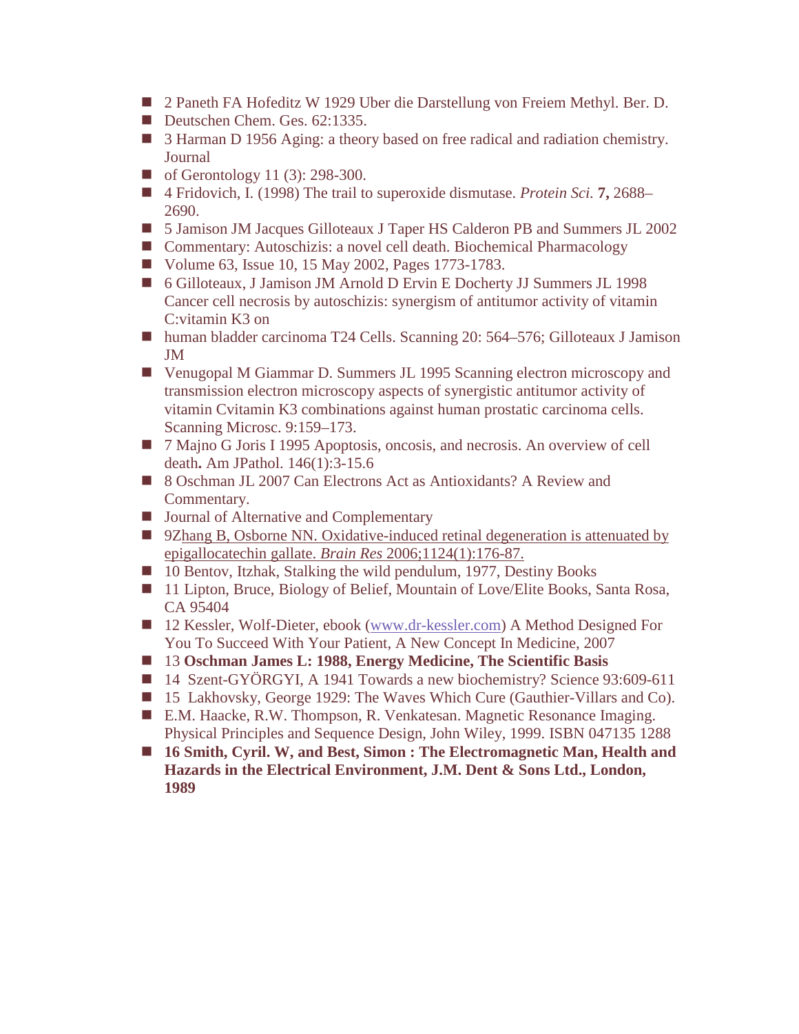- 2 Paneth FA Hofeditz W 1929 Uber die Darstellung von Freiem Methyl. Ber. D.
- Deutschen Chem. Ges. 62:1335.
- 3 Harman D 1956 Aging: a theory based on free radical and radiation chemistry. Journal
- of Gerontology 11 (3): 298-300.
- 4 Fridovich, I. (1998) The trail to superoxide dismutase. *Protein Sci.* **7,** 2688–2690.
- 5 Jamison JM Jacques Gilloteaux J Taper HS Calderon PB and Summers JL 2002
- Commentary: Autoschizis: a novel cell death. Biochemical Pharmacology
- Volume 63, Issue 10, 15 May 2002, Pages 1773-1783.
- 6 Gilloteaux, J Jamison JM Arnold D Ervin E Docherty JJ Summers JL 1998 Cancer cell necrosis by autoschizis: synergism of antitumor activity of vitamin C:vitamin K3 on
- human bladder carcinoma T24 Cells. Scanning 20: 564–576; Gilloteaux J Jamison JM
- Venugopal M Giammar D. Summers JL 1995 Scanning electron microscopy and transmission electron microscopy aspects of synergistic antitumor activity of vitamin Cvitamin K3 combinations against human prostatic carcinoma cells. Scanning Microsc. 9:159–173.
- 7 Majno G Joris I 1995 Apoptosis, oncosis, and necrosis. An overview of cell death**.** Am JPathol. 146(1):3-15.6
- 8 Oschman JL 2007 Can Electrons Act as Antioxidants? A Review and Commentary.
- Journal of Alternative and Complementary
- 9Zhang B, Osborne NN. Oxidative-induced retinal degeneration is attenuated by epigallocatechin gallate. *Brain Res* 2006;1124(1):176-87.
- 10 Bentov, Itzhak, Stalking the wild pendulum, 1977, Destiny Books
- 11 Lipton, Bruce, Biology of Belief, Mountain of Love/Elite Books, Santa Rosa, CA 95404
- 12 Kessler, Wolf-Dieter, ebook (www.dr-kessler.com) A Method Designed For You To Succeed With Your Patient, A New Concept In Medicine, 2007
- 13 **Oschman James L: 1988, Energy Medicine, The Scientific Basis**
- 14 Szent-GYÖRGYI, A 1941 Towards a new biochemistry? Science 93:609-611
- 15 Lakhovsky, George 1929: The Waves Which Cure (Gauthier-Villars and Co).
- E.M. Haacke, R.W. Thompson, R. Venkatesan. Magnetic Resonance Imaging. Physical Principles and Sequence Design, John Wiley, 1999. ISBN 047135 1288
- **16 Smith, Cyril. W, and Best, Simon : The Electromagnetic Man, Health and Hazards in the Electrical Environment, J.M. Dent & Sons Ltd., London, 1989**